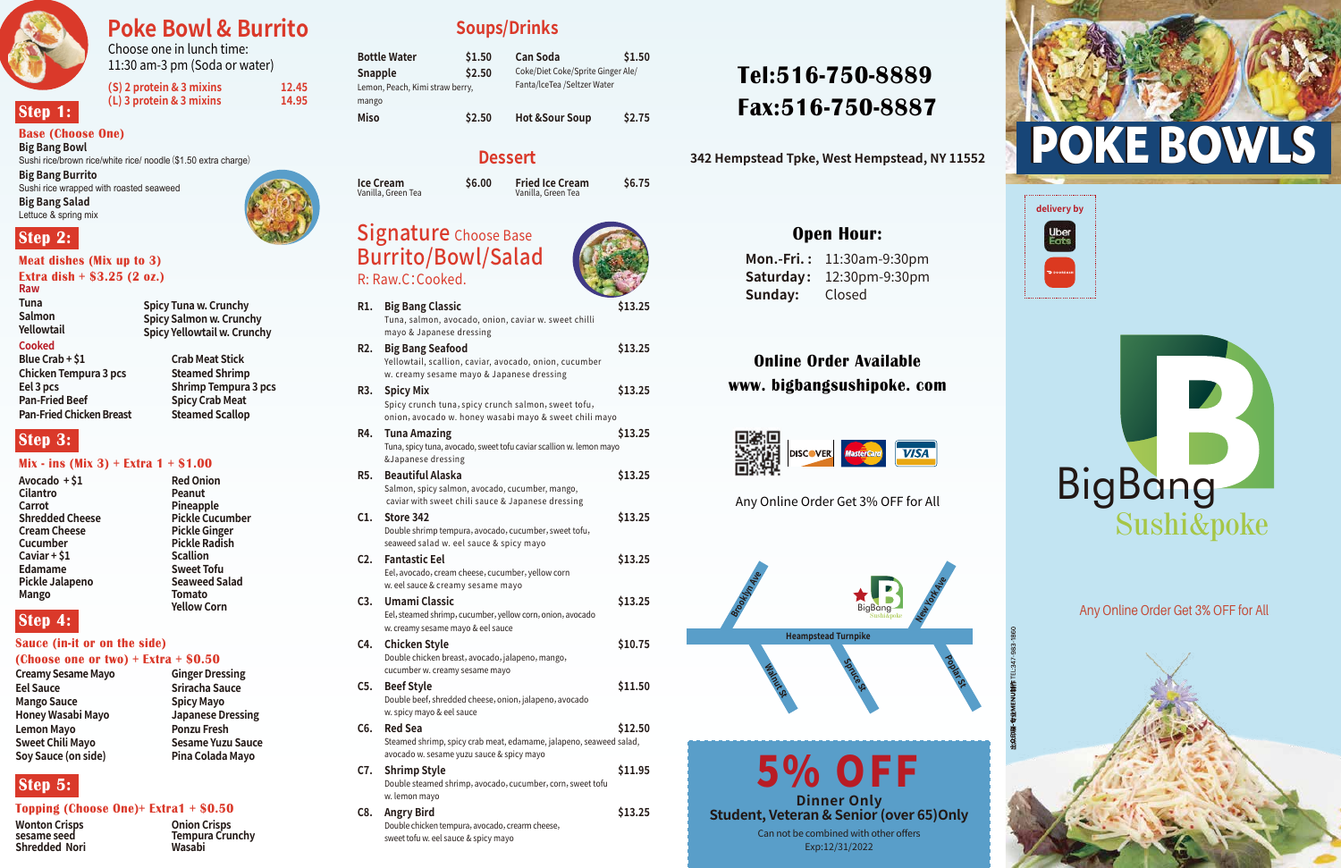# Poke Bowl & Burrito

Choose one in lunch time:
11:30 am-3 pm (Soda or water)

| | |
|---|---|
| (S) 2 protein & 3 mixins | 12.45 |
| (L) 3 protein & 3 mixins | 14.95 |

## Step 1:

**Base (Choose One)**

**Big Bang Bowl**
Sushi rice/brown rice/white rice/ noodle ($1.50 extra charge)

**Big Bang Burrito**
Sushi rice wrapped with roasted seaweed

**Big Bang Salad**
Lettuce & spring mix

## Step 2:

**Meat dishes (Mix up to 3)**
**Extra dish + $3.25 (2 oz.)**

**Raw**
- Tuna
- Salmon
- Yellowtail
- Spicy Tuna w. Crunchy
- Spicy Salmon w. Crunchy
- Spicy Yellowtail w. Crunchy

**Cooked**
- Blue Crab + $1
- Chicken Tempura 3 pcs
- Eel 3 pcs
- Pan-Fried Beef
- Pan-Fried Chicken Breast
- Crab Meat Stick
- Steamed Shrimp
- Shrimp Tempura 3 pcs
- Spicy Crab Meat
- Steamed Scallop

## Step 3:

**Mix - ins (Mix 3) + Extra 1 + $1.00**

- Avocado + $1
- Cilantro
- Carrot
- Shredded Cheese
- Cream Cheese
- Cucumber
- Caviar + $1
- Edamame
- Pickle Jalapeno
- Mango
- Red Onion
- Peanut
- Pineapple
- Pickle Cucumber
- Pickle Ginger
- Pickle Radish
- Scallion
- Sweet Tofu
- Seaweed Salad
- Tomato
- Yellow Corn

## Step 4:

**Sauce (in-it or on the side)**
**(Choose one or two) + Extra + $0.50**

- Creamy Sesame Mayo
- Eel Sauce
- Mango Sauce
- Honey Wasabi Mayo
- Lemon Mayo
- Sweet Chili Mayo
- Soy Sauce (on side)
- Ginger Dressing
- Sriracha Sauce
- Spicy Mayo
- Japanese Dressing
- Ponzu Fresh
- Sesame Yuzu Sauce
- Pina Colada Mayo

## Step 5:

**Topping (Choose One)+ Extra1 + $0.50**

- Wonton Crisps
- sesame seed
- Shredded Nori
- Onion Crisps
- Tempura Crunchy
- Wasabi

# Soups/Drinks

| Item | Price |
|---|---|
| Bottle Water | $1.50 |
| Snapple (Lemon, Peach, Kimi straw berry, mango) | $2.50 |
| Miso | $2.50 |
| Can Soda (Coke/Diet Coke/Sprite Ginger Ale/ Fanta/IceTea /Seltzer Water) | $1.50 |
| Hot &Sour Soup | $2.75 |

# Dessert

| Item | Price |
|---|---|
| Ice Cream (Vanilla, Green Tea) | $6.00 |
| Fried Ice Cream (Vanilla, Green Tea) | $6.75 |

# Signature Choose Base Burrito/Bowl/Salad

R: Raw.C:Cooked.

| | Item | Price |
|---|---|---|
| R1. | **Big Bang Classic** Tuna, salmon, avocado, onion, caviar w. sweet chilli mayo & Japanese dressing | $13.25 |
| R2. | **Big Bang Seafood** Yellowtail, scallion, caviar, avocado, onion, cucumber w. creamy sesame mayo & Japanese dressing | $13.25 |
| R3. | **Spicy Mix** Spicy crunch tuna, spicy crunch salmon, sweet tofu, onion, avocado w. honey wasabi mayo & sweet chili mayo | $13.25 |
| R4. | **Tuna Amazing** Tuna, spicy tuna, avocado, sweet tofu caviar scallion w. lemon mayo &Japanese dressing | $13.25 |
| R5. | **Beautiful Alaska** Salmon, spicy salmon, avocado, cucumber, mango, caviar with sweet chili sauce & Japanese dressing | $13.25 |
| C1. | **Store 342** Double shrimp tempura, avocado, cucumber, sweet tofu, seaweed salad w. eel sauce & spicy mayo | $13.25 |
| C2. | **Fantastic Eel** Eel, avocado, cream cheese, cucumber, yellow corn w. eel sauce & creamy sesame mayo | $13.25 |
| C3. | **Umami Classic** Eel, steamed shrimp, cucumber, yellow corn, onion, avocado w. creamy sesame mayo & eel sauce | $13.25 |
| C4. | **Chicken Style** Double chicken breast, avocado, jalapeno, mango, cucumber w. creamy sesame mayo | $10.75 |
| C5. | **Beef Style** Double beef, shredded cheese, onion, jalapeno, avocado w. spicy mayo & eel sauce | $11.50 |
| C6. | **Red Sea** Steamed shrimp, spicy crab meat, edamame, jalapeno, seaweed salad, avocado w. sesame yuzu sauce & spicy mayo | $12.50 |
| C7. | **Shrimp Style** Double steamed shrimp, avocado, cucumber, corn, sweet tofu w. lemon mayo | $11.95 |
| C8. | **Angry Bird** Double chicken tempura, avocado, crearm cheese, sweet tofu w. eel sauce & spicy mayo | $13.25 |

**Tel:516-750-8889**
**Fax:516-750-8887**

**342 Hempstead Tpke, West Hempstead, NY 11552**

## Open Hour:

| | |
|---|---|
| Mon.-Fri. : | 11:30am-9:30pm |
| Saturday: | 12:30pm-9:30pm |
| Sunday: | Closed |

## Online Order Available

**www. bigbangsushipoke. com**

Any Online Order Get 3% OFF for All

Brooklyn Ave · New York Ave · Heampstead Turnpike · Walnut St · Spruce St · Poplar St

BigBang Sushi&poke

# 5% OFF

**Dinner Only**
**Student, Veteran & Senior (over 65)Only**

Can not be combined with other offers
Exp:12/31/2022

# POKE BOWLS

delivery by Uber Eats

BigBang Sushi&poke

Any Online Order Get 3% OFF for All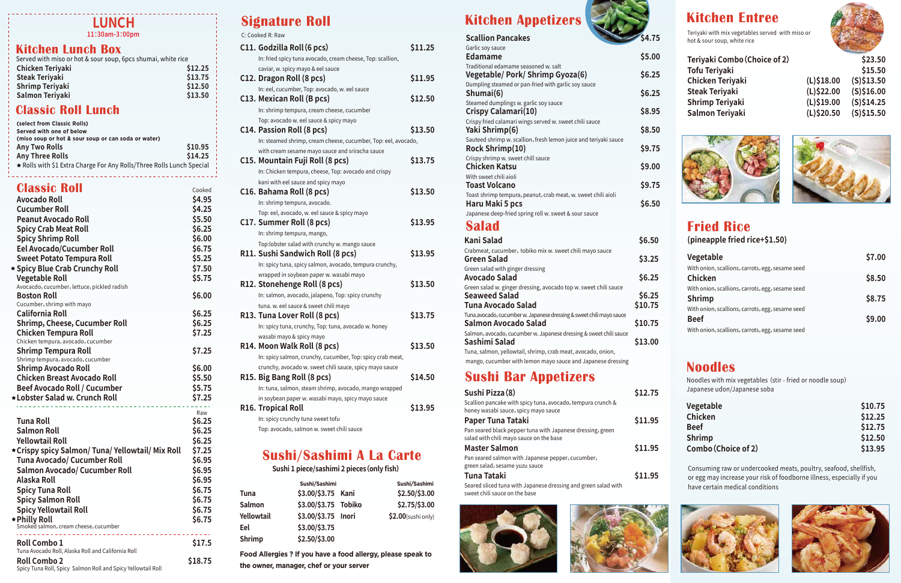# LUNCH

11:30am-3:00pm

## Kitchen Lunch Box

Served with miso or hot & sour soup, 6pcs shumai, white rice

| | |
|---|---|
| Chicken Teriyaki | $12.25 |
| Steak Teriyaki | $13.75 |
| Shrimp Teriyaki | $12.50 |
| Salmon Teriyaki | $13.50 |

## Classic Roll Lunch

(select from Classic Rolls)
Served with one of below
(miso soup or hot & sour soup or can soda or water)

| | |
|---|---|
| Any Two Rolls | $10.95 |
| Any Three Rolls | $14.25 |

★ Rolls with $1 Extra Charge For Any Rolls/Three Rolls Lunch Special

## Classic Roll

Cooked

| | |
|---|---|
| Avocado Roll | $4.95 |
| Cucumber Roll | $4.25 |
| Peanut Avocado Roll | $5.50 |
| Spicy Crab Meat Roll | $6.25 |
| Spicy Shrimp Roll | $6.00 |
| Eel Avocado/Cucumber Roll | $6.75 |
| Sweet Potato Tempura Roll | $5.25 |
| ★ Spicy Blue Crab Crunchy Roll | $7.50 |
| Vegetable Roll (Avocado, cucumber, lettuce, pickled radish) | $5.75 |
| Boston Roll (Cucumber, shrimp with mayo) | $6.00 |
| California Roll | $6.25 |
| Shrimp, Cheese, Cucumber Roll | $6.25 |
| Chicken Tempura Roll (Chicken tempura, avocado, cucumber) | $7.25 |
| Shrimp Tempura Roll (Shrimp tempura, avocado, cucumber) | $7.25 |
| Shrimp Avocado Roll | $6.00 |
| Chicken Breast Avocado Roll | $5.50 |
| Beef Avocado Roll / Cucumber | $5.75 |
| ★ Lobster Salad w. Crunch Roll | $7.25 |

Raw

| | |
|---|---|
| Tuna Roll | $6.25 |
| Salmon Roll | $6.25 |
| Yellowtail Roll | $6.25 |
| ★ Crispy spicy Salmon/ Tuna/ Yellowtail/ Mix Roll | $7.25 |
| Tuna Avocado/ Cucumber Roll | $6.95 |
| Salmon Avocado/ Cucumber Roll | $6.95 |
| Alaska Roll | $6.95 |
| Spicy Tuna Roll | $6.75 |
| Spicy Salmon Roll | $6.75 |
| Spicy Yellowtail Roll | $6.75 |
| ★ Philly Roll (Smoked salmon, cream cheese, cucumber) | $6.75 |

| | |
|---|---|
| Roll Combo 1 (Tuna Avocado Roll, Alaska Roll and California Roll) | $17.5 |
| Roll Combo 2 (Spicy Tuna Roll, Spicy Salmon Roll and Spicy Yellowtail Roll) | $18.75 |

## Signature Roll

C: Cooked R: Raw

| | |
|---|---|
| C11. Godzilla Roll (6 pcs) — In: fried spicy tuna avocado, cream cheese, Top: scallion, caviar, w. spicy mayo & eel sauce | $11.25 |
| C12. Dragon Roll (8 pcs) — In: eel, cucumber, Top: avocado, w. eel sauce | $11.95 |
| C13. Mexican Roll (8 pcs) — In: shrimp tempura, cream cheese, cucumber Top: avocado w. eel sauce & spicy mayo | $12.50 |
| C14. Passion Roll (8 pcs) — In: steamed shrimp, cream cheese, cucumber, Top: eel, avocado, with cream sesame mayo sauce and sriracha sauce | $13.50 |
| C15. Mountain Fuji Roll (8 pcs) — In: Chicken tempura, cheese, Top: avocado and crispy kani with eel sauce and spicy mayo | $13.75 |
| C16. Bahama Roll (8 pcs) — In: shrimp tempura, avocado. Top: eel, avocado, w. eel sauce & spicy mayo | $13.50 |
| C17. Summer Roll (8 pcs) — In: shrimp tempura, mango, Top:lobster salad with crunchy w. mango sauce | $13.95 |
| R11. Sushi Sandwich Roll (8 pcs) — In: spicy tuna, spicy salmon, avocado, tempura crunchy, wrapped in soybean paper w. wasabi mayo | $13.95 |
| R12. Stonehenge Roll (8 pcs) — In: salmon, avocado, jalapeno, Top: spicy crunchy tuna. w. eel sauce & sweet chili mayo | $13.50 |
| R13. Tuna Lover Roll (8 pcs) — In: spicy tuna, crunchy, Top: tuna, avocado w. honey wasabi mayo & spicy mayo | $13.75 |
| R14. Moon Walk Roll (8 pcs) — In: spicy salmon, crunchy, cucumber, Top: spicy crab meat, crunchy, avocado w. sweet chili sauce, spicy mayo sauce | $13.50 |
| R15. Big Bang Roll (8 pcs) — In: tuna, salmon, steam shrimp, avocado, mango wrapped in soybean paper w. wasabi mayo, spicy mayo sauce | $14.50 |
| R16. Tropical Roll — In: spicy crunchy tuna sweet tofu Top: avocado, salmon w. sweet chili sauce | $13.95 |

## Sushi/Sashimi A La Carte

Sushi 1 piece/sashimi 2 pieces (only fish)

| | Sushi/Sashimi | | Sushi/Sashimi |
|---|---|---|---|
| Tuna | $3.00/$3.75 | Kani | $2.50/$3.00 |
| Salmon | $3.00/$3.75 | Tobiko | $2.75/$3.00 |
| Yellowtail | $3.00/$3.75 | Inori | $2.00(sushi only) |
| Eel | $3.00/$3.75 | | |
| Shrimp | $2.50/$3.00 | | |

Food Allergies ? If you have a food allergy, please speak to the owner, manager, chef or your server

## Kitchen Appetizers

| | |
|---|---|
| Scallion Pancakes (Garlic soy sauce) | $4.75 |
| Edamame (Traditional edamame seasoned w. salt) | $5.00 |
| Vegetable/ Pork/ Shrimp Gyoza(6) (Dumpling steamed or pan-fried with garlic soy sauce) | $6.25 |
| Shumai(6) (Steamed dumplings w. garlic soy sauce) | $6.25 |
| Crispy Calamari(10) (Crispy fried calamari wings served w. sweet chili sauce) | $8.95 |
| Yaki Shrimp(6) (Sauteed shrimp w. scallion, fresh lemon juice and teriyaki sauce) | $8.50 |
| Rock Shrimp(10) (Crispy shrimp w. sweet chill sauce) | $9.75 |
| Chicken Katsu (With sweet chili aioli) | $9.00 |
| Toast Volcano (Toast shrimp tempura, peanut, crab meat, w. sweet chili aioli) | $9.75 |
| Haru Maki 5 pcs (Japanese deep-fried spring roll w. sweet & sour sauce) | $6.50 |

## Salad

| | |
|---|---|
| Kani Salad (Crabmeat, cucumber, tobiko mix w. sweet chili mayo sauce) | $6.50 |
| Green Salad (Green salad with ginger dressing) | $3.25 |
| Avocado Salad (Green salad w. ginger dressing, avocado top w. sweet chili sauce) | $6.25 |
| Seaweed Salad | $6.25 |
| Tuna Avocado Salad (Tuna.avocado, cucumber w. Japanese dressing & sweet chili mayo sauce) | $10.75 |
| Salmon Avocado Salad (Salmon, avocado, cucumber w. Japanese dressing & sweet chili sauce) | $10.75 |
| Sashimi Salad (Tuna, salmon, yellowtail, shrimp, crab meat, avocado, onion, mango, cucumber with lemon mayo sauce and Japanese dressing) | $13.00 |

## Sushi Bar Appetizers

| | |
|---|---|
| Sushi Pizza(8) (Scallion pancake with spicy tuna, avocado, tempura crunch & honey wasabi sauce, spicy mayo sauce) | $12.75 |
| Paper Tuna Tataki (Pan seared black pepper tuna with Japanese dressing, green salad with chili mayo sauce on the base) | $11.95 |
| Master Salmon (Pan seared salmon with Japanese pepper, cucumber, green salad, sesame yuzu sauce) | $11.95 |
| Tuna Tataki (Seared sliced tuna with Japanese dressing and green salad with sweet chili sauce on the base) | $11.95 |

## Kitchen Entree

Teriyaki with mix vegetables served with miso or hot & sour soup, white rice

| | | |
|---|---|---|
| Teriyaki Combo (Choice of 2) | | $23.50 |
| Tofu Teriyaki | | $15.50 |
| Chicken Teriyaki | (L)$18.00 | (S)$13.50 |
| Steak Teriyaki | (L)$22.00 | (S)$16.00 |
| Shrimp Teriyaki | (L)$19.00 | (S)$14.25 |
| Salmon Teriyaki | (L)$20.50 | (S)$15.50 |

## Fried Rice

(pineapple fried rice+$1.50)

| | |
|---|---|
| Vegetable (With onion, scallions, carrots, egg, sesame seed) | $7.00 |
| Chicken (With onion, scallions, carrots, egg, sesame seed) | $8.50 |
| Shrimp (With onion, scallions, carrots, egg, sesame seed) | $8.75 |
| Beef (With onion, scallions, carrots, egg, sesame seed) | $9.00 |

## Noodles

Noodles with mix vegetables (stir - fried or noodle soup)
Japanese udon/Japanese soba

| | |
|---|---|
| Vegetable | $10.75 |
| Chicken | $12.25 |
| Beef | $12.75 |
| Shrimp | $12.50 |
| Combo (Choice of 2) | $13.95 |

Consuming raw or undercooked meats, poultry, seafood, shellfish, or egg may increase your risk of foodborne illness, especially if you have certain medical conditions